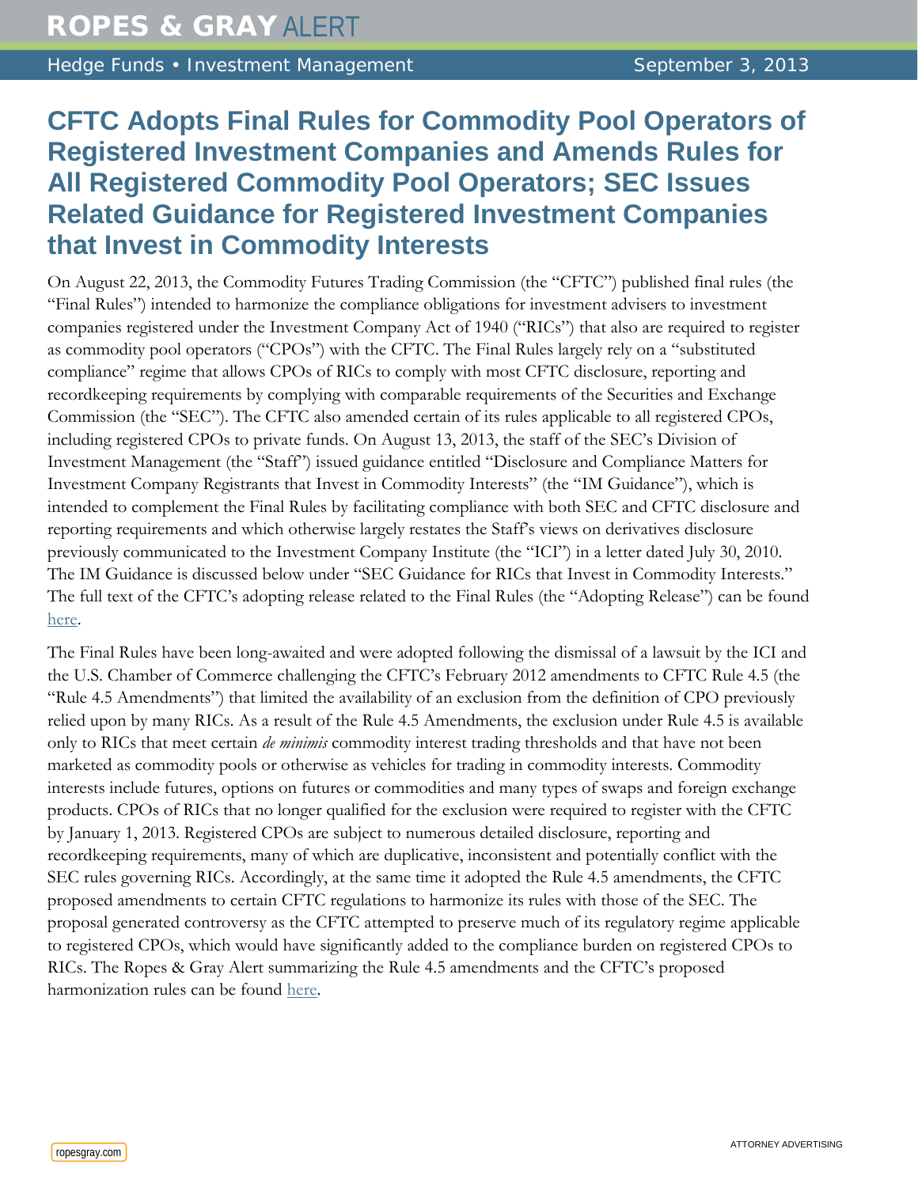# CFTC Adopts Final Rules for Commodity Pool Operators of Registered Investment Companies and Amends Rules for All Registered Commodity Pool Operators; SEC Issues Related Guidance for Registered Investment Companies that Invest in Commodity Interests

On August 22, 2013, the Commodity Futures Trading Commission (the "CFTC") published final rules (the "Final Rules") intended to harmonize the compliance obligations for investment advisers to investment companies registered under the Investment Company Act of 1940 ("RICs") that also are required to register as commodity pool operators ("CPOs") with the CFTC. The Final Rules largely rely on a "substituted compliance" regime that allows CPOs of RICs to comply with most CFTC disclosure, reporting and recordkeeping requirements by complying with comparable requirements of the Securities and Exchange Commission (the "SEC"). The CFTC also amended certain of its rules applicable to all registered CPOs, including registered CPOs to private funds. On August 13, 2013, the staff of the SEC's Division of Investment Management (the "Staff") issued guidance entitled "Disclosure and Compliance Matters for Investment Company Registrants that Invest in Commodity Interests" (the "IM Guidance"), which is intended to complement the Final Rules by facilitating compliance with both SEC and CFTC disclosure and reporting requirements and which otherwise largely restates the Staff's views on derivatives disclosure previously communicated to the Investment Company Institute (the "ICI") in a letter dated July 30, 2010. The IM Guidance is discussed below under "SEC Guidance for RICs that Invest in Commodity Interests." The full text of the CFTC's adopting release related to the Final Rules (the "Adopting Release") can be found here.

The Final Rules have been long-awaited and were adopted following the dismissal of a lawsuit by the ICI and the U.S. Chamber of Commerce challenging the CFTC's February 2012 amendments to CFTC Rule 4.5 (the "Rule 4.5 Amendments") that limited the availability of an exclusion from the definition of CPO previously relied upon by many RICs. As a result of the Rule 4.5 Amendments, the exclusion under Rule 4.5 is available only to RICs that meet certain *de minimis* commodity interest trading thresholds and that have not been marketed as commodity pools or otherwise as vehicles for trading in commodity interests. Commodity interests include futures, options on futures or commodities and many types of swaps and foreign exchange products. CPOs of RICs that no longer qualified for the exclusion were required to register with the CFTC by January 1, 2013. Registered CPOs are subject to numerous detailed disclosure, reporting and recordkeeping requirements, many of which are duplicative, inconsistent and potentially conflict with the SEC rules governing RICs. Accordingly, at the same time it adopted the Rule 4.5 amendments, the CFTC proposed amendments to certain CFTC regulations to harmonize its rules with those of the SEC. The proposal generated controversy as the CFTC attempted to preserve much of its regulatory regime applicable to registered CPOs, which would have significantly added to the compliance burden on registered CPOs to RICs. The Ropes & Gray Alert summarizing the Rule 4.5 amendments and the CFTC's proposed harmonization rules can be found here.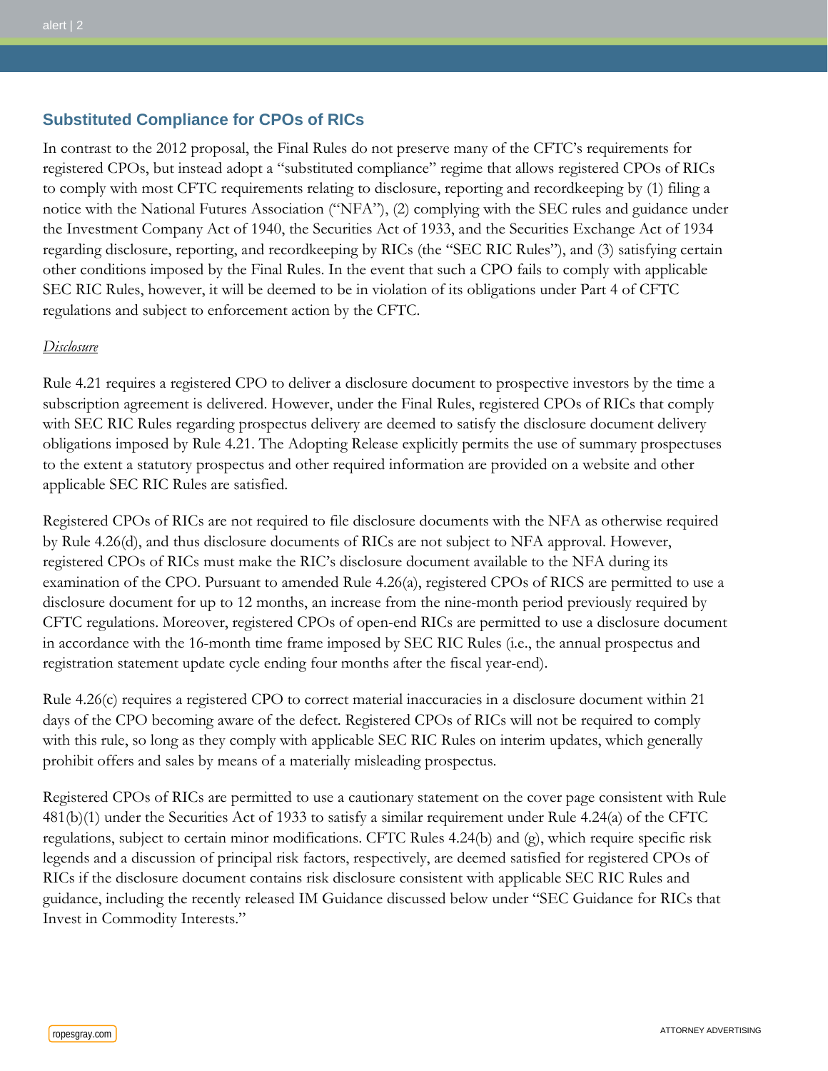## Substituted Compliance for CPOs of RICs

In contrast to the 2012 proposal, the Final Rules do not preserve many of the CFTC's requirements for registered CPOs, but instead adopt a "substituted compliance" regime that allows registered CPOs of RICs to comply with most CFTC requirements relating to disclosure, reporting and recordkeeping by (1) filing a notice with the National Futures Association ("NFA"), (2) complying with the SEC rules and guidance under the Investment Company Act of 1940, the Securities Act of 1933, and the Securities Exchange Act of 1934 regarding disclosure, reporting, and recordkeeping by RICs (the "SEC RIC Rules"), and (3) satisfying certain other conditions imposed by the Final Rules. In the event that such a CPO fails to comply with applicable SEC RIC Rules, however, it will be deemed to be in violation of its obligations under Part 4 of CFTC regulations and subject to enforcement action by the CFTC.

*Disclosure*

Rule 4.21 requires a registered CPO to deliver a disclosure document to prospective investors by the time a subscription agreement is delivered. However, under the Final Rules, registered CPOs of RICs that comply with SEC RIC Rules regarding prospectus delivery are deemed to satisfy the disclosure document delivery obligations imposed by Rule 4.21. The Adopting Release explicitly permits the use of summary prospectuses to the extent a statutory prospectus and other required information are provided on a website and other applicable SEC RIC Rules are satisfied.

Registered CPOs of RICs are not required to file disclosure documents with the NFA as otherwise required by Rule 4.26(d), and thus disclosure documents of RICs are not subject to NFA approval. However, registered CPOs of RICs must make the RIC's disclosure document available to the NFA during its examination of the CPO. Pursuant to amended Rule 4.26(a), registered CPOs of RICS are permitted to use a disclosure document for up to 12 months, an increase from the nine-month period previously required by CFTC regulations. Moreover, registered CPOs of open-end RICs are permitted to use a disclosure document in accordance with the 16-month time frame imposed by SEC RIC Rules (i.e., the annual prospectus and registration statement update cycle ending four months after the fiscal year-end).

Rule 4.26(c) requires a registered CPO to correct material inaccuracies in a disclosure document within 21 days of the CPO becoming aware of the defect. Registered CPOs of RICs will not be required to comply with this rule, so long as they comply with applicable SEC RIC Rules on interim updates, which generally prohibit offers and sales by means of a materially misleading prospectus.

Registered CPOs of RICs are permitted to use a cautionary statement on the cover page consistent with Rule 481(b)(1) under the Securities Act of 1933 to satisfy a similar requirement under Rule 4.24(a) of the CFTC regulations, subject to certain minor modifications. CFTC Rules 4.24(b) and (g), which require specific risk legends and a discussion of principal risk factors, respectively, are deemed satisfied for registered CPOs of RICs if the disclosure document contains risk disclosure consistent with applicable SEC RIC Rules and guidance, including the recently released IM Guidance discussed below under "SEC Guidance for RICs that Invest in Commodity Interests."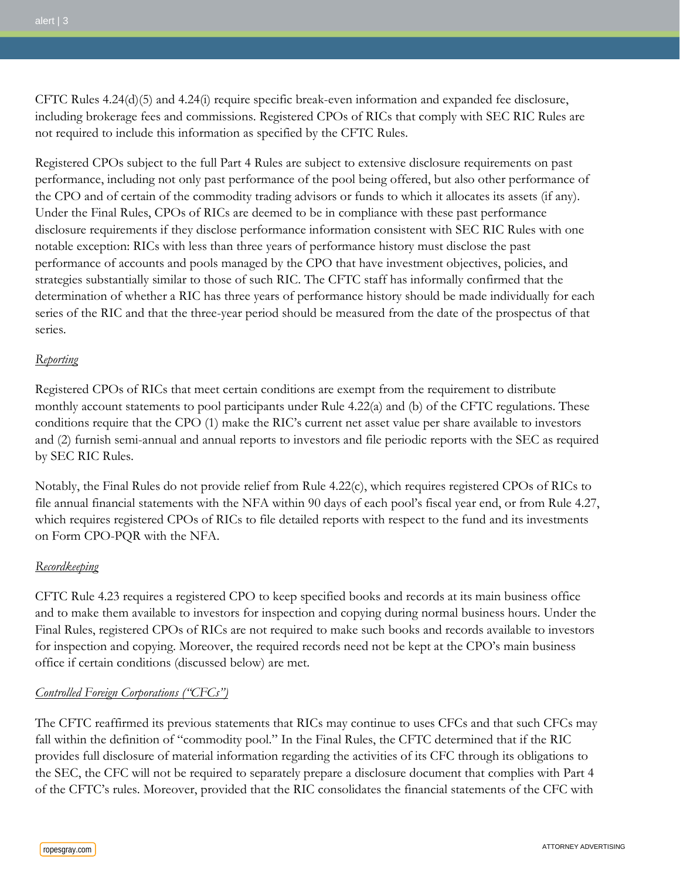CFTC Rules 4.24(d)(5) and 4.24(i) require specific break-even information and expanded fee disclosure, including brokerage fees and commissions. Registered CPOs of RICs that comply with SEC RIC Rules are not required to include this information as specified by the CFTC Rules.

Registered CPOs subject to the full Part 4 Rules are subject to extensive disclosure requirements on past performance, including not only past performance of the pool being offered, but also other performance of the CPO and of certain of the commodity trading advisors or funds to which it allocates its assets (if any). Under the Final Rules, CPOs of RICs are deemed to be in compliance with these past performance disclosure requirements if they disclose performance information consistent with SEC RIC Rules with one notable exception: RICs with less than three years of performance history must disclose the past performance of accounts and pools managed by the CPO that have investment objectives, policies, and strategies substantially similar to those of such RIC. The CFTC staff has informally confirmed that the determination of whether a RIC has three years of performance history should be made individually for each series of the RIC and that the three-year period should be measured from the date of the prospectus of that series.

*Reporting*

Registered CPOs of RICs that meet certain conditions are exempt from the requirement to distribute monthly account statements to pool participants under Rule 4.22(a) and (b) of the CFTC regulations. These conditions require that the CPO (1) make the RIC's current net asset value per share available to investors and (2) furnish semi-annual and annual reports to investors and file periodic reports with the SEC as required by SEC RIC Rules.

Notably, the Final Rules do not provide relief from Rule 4.22(c), which requires registered CPOs of RICs to file annual financial statements with the NFA within 90 days of each pool's fiscal year end, or from Rule 4.27, which requires registered CPOs of RICs to file detailed reports with respect to the fund and its investments on Form CPO-PQR with the NFA.

*Recordkeeping*

CFTC Rule 4.23 requires a registered CPO to keep specified books and records at its main business office and to make them available to investors for inspection and copying during normal business hours. Under the Final Rules, registered CPOs of RICs are not required to make such books and records available to investors for inspection and copying. Moreover, the required records need not be kept at the CPO's main business office if certain conditions (discussed below) are met.

*Controlled Foreign Corporations ("CFCs")*

The CFTC reaffirmed its previous statements that RICs may continue to uses CFCs and that such CFCs may fall within the definition of "commodity pool." In the Final Rules, the CFTC determined that if the RIC provides full disclosure of material information regarding the activities of its CFC through its obligations to the SEC, the CFC will not be required to separately prepare a disclosure document that complies with Part 4 of the CFTC's rules. Moreover, provided that the RIC consolidates the financial statements of the CFC with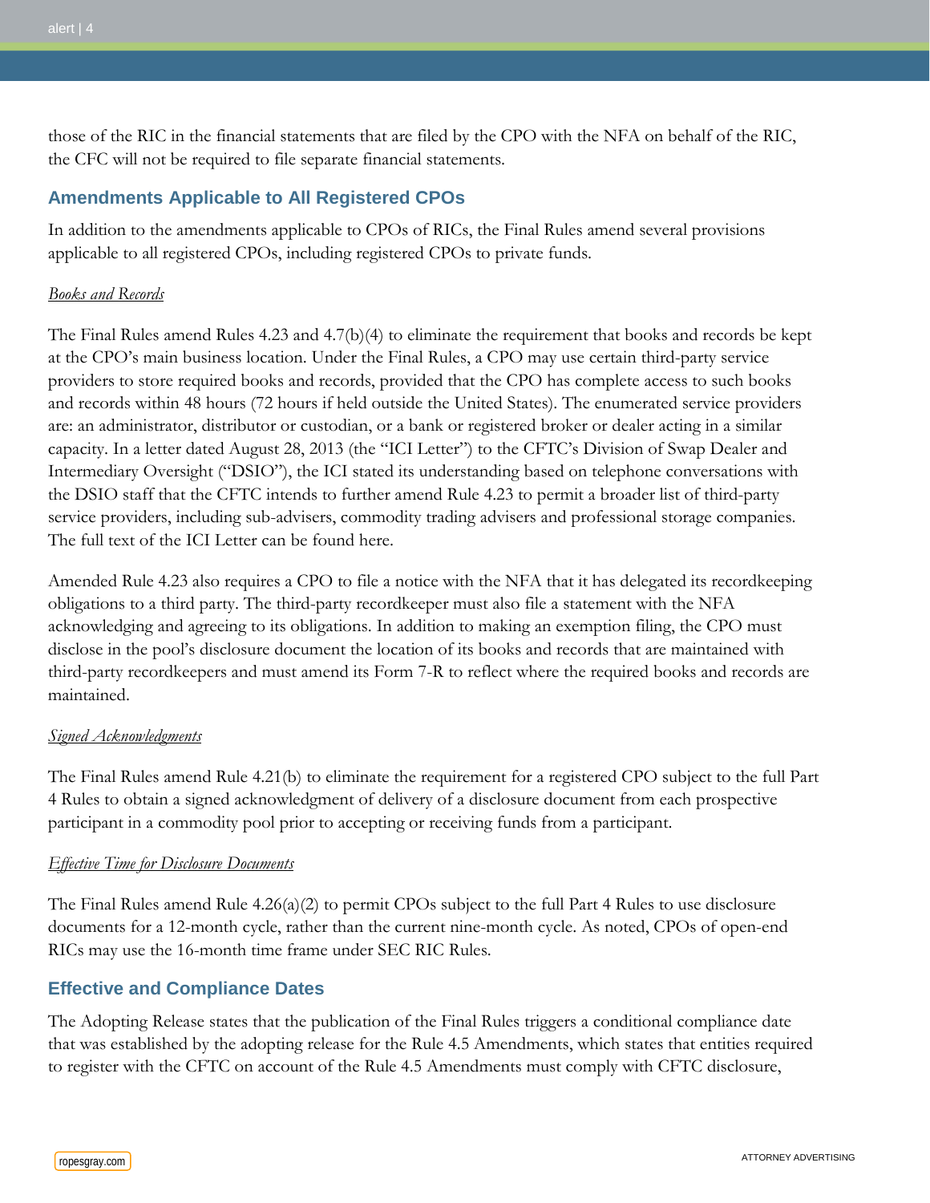those of the RIC in the financial statements that are filed by the CPO with the NFA on behalf of the RIC, the CFC will not be required to file separate financial statements.

## Amendments Applicable to All Registered CPOs

In addition to the amendments applicable to CPOs of RICs, the Final Rules amend several provisions applicable to all registered CPOs, including registered CPOs to private funds.

*Books and Records*

The Final Rules amend Rules 4.23 and 4.7(b)(4) to eliminate the requirement that books and records be kept at the CPO's main business location. Under the Final Rules, a CPO may use certain third-party service providers to store required books and records, provided that the CPO has complete access to such books and records within 48 hours (72 hours if held outside the United States). The enumerated service providers are: an administrator, distributor or custodian, or a bank or registered broker or dealer acting in a similar capacity. In a letter dated August 28, 2013 (the "ICI Letter") to the CFTC's Division of Swap Dealer and Intermediary Oversight ("DSIO"), the ICI stated its understanding based on telephone conversations with the DSIO staff that the CFTC intends to further amend Rule 4.23 to permit a broader list of third-party service providers, including sub-advisers, commodity trading advisers and professional storage companies. The full text of the ICI Letter can be found here.

Amended Rule 4.23 also requires a CPO to file a notice with the NFA that it has delegated its recordkeeping obligations to a third party. The third-party recordkeeper must also file a statement with the NFA acknowledging and agreeing to its obligations. In addition to making an exemption filing, the CPO must disclose in the pool's disclosure document the location of its books and records that are maintained with third-party recordkeepers and must amend its Form 7-R to reflect where the required books and records are maintained.

*Signed Acknowledgments*

The Final Rules amend Rule 4.21(b) to eliminate the requirement for a registered CPO subject to the full Part 4 Rules to obtain a signed acknowledgment of delivery of a disclosure document from each prospective participant in a commodity pool prior to accepting or receiving funds from a participant.

*Effective Time for Disclosure Documents*

The Final Rules amend Rule 4.26(a)(2) to permit CPOs subject to the full Part 4 Rules to use disclosure documents for a 12-month cycle, rather than the current nine-month cycle. As noted, CPOs of open-end RICs may use the 16-month time frame under SEC RIC Rules.

## Effective and Compliance Dates

The Adopting Release states that the publication of the Final Rules triggers a conditional compliance date that was established by the adopting release for the Rule 4.5 Amendments, which states that entities required to register with the CFTC on account of the Rule 4.5 Amendments must comply with CFTC disclosure,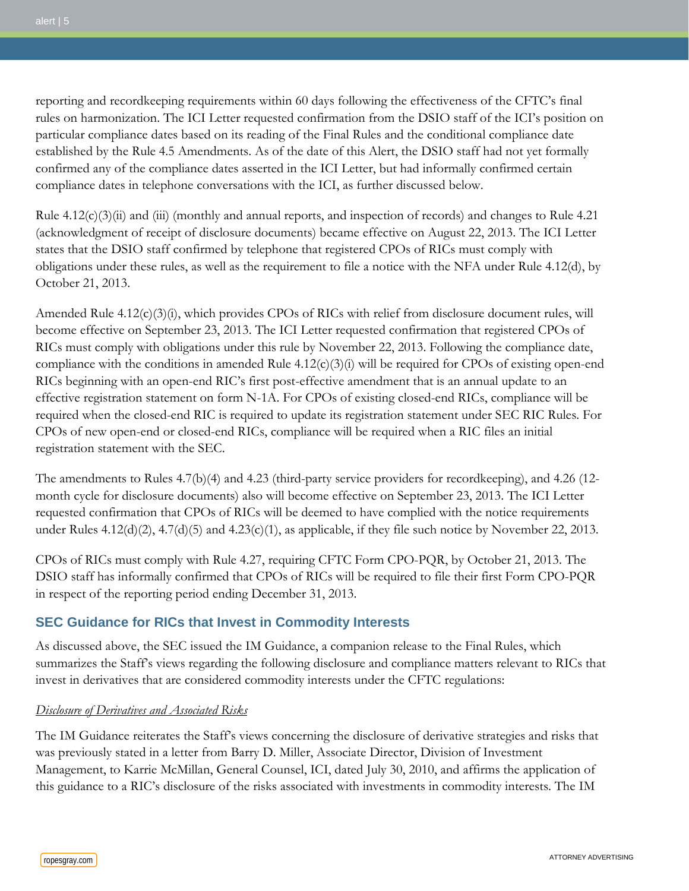reporting and recordkeeping requirements within 60 days following the effectiveness of the CFTC's final rules on harmonization. The ICI Letter requested confirmation from the DSIO staff of the ICI's position on particular compliance dates based on its reading of the Final Rules and the conditional compliance date established by the Rule 4.5 Amendments. As of the date of this Alert, the DSIO staff had not yet formally confirmed any of the compliance dates asserted in the ICI Letter, but had informally confirmed certain compliance dates in telephone conversations with the ICI, as further discussed below.

Rule 4.12(c)(3)(ii) and (iii) (monthly and annual reports, and inspection of records) and changes to Rule 4.21 (acknowledgment of receipt of disclosure documents) became effective on August 22, 2013. The ICI Letter states that the DSIO staff confirmed by telephone that registered CPOs of RICs must comply with obligations under these rules, as well as the requirement to file a notice with the NFA under Rule 4.12(d), by October 21, 2013.

Amended Rule 4.12(c)(3)(i), which provides CPOs of RICs with relief from disclosure document rules, will become effective on September 23, 2013. The ICI Letter requested confirmation that registered CPOs of RICs must comply with obligations under this rule by November 22, 2013. Following the compliance date, compliance with the conditions in amended Rule 4.12(c)(3)(i) will be required for CPOs of existing open-end RICs beginning with an open-end RIC's first post-effective amendment that is an annual update to an effective registration statement on form N-1A. For CPOs of existing closed-end RICs, compliance will be required when the closed-end RIC is required to update its registration statement under SEC RIC Rules. For CPOs of new open-end or closed-end RICs, compliance will be required when a RIC files an initial registration statement with the SEC.

The amendments to Rules 4.7(b)(4) and 4.23 (third-party service providers for recordkeeping), and 4.26 (12-month cycle for disclosure documents) also will become effective on September 23, 2013. The ICI Letter requested confirmation that CPOs of RICs will be deemed to have complied with the notice requirements under Rules 4.12(d)(2), 4.7(d)(5) and 4.23(c)(1), as applicable, if they file such notice by November 22, 2013.

CPOs of RICs must comply with Rule 4.27, requiring CFTC Form CPO-PQR, by October 21, 2013. The DSIO staff has informally confirmed that CPOs of RICs will be required to file their first Form CPO-PQR in respect of the reporting period ending December 31, 2013.

## SEC Guidance for RICs that Invest in Commodity Interests

As discussed above, the SEC issued the IM Guidance, a companion release to the Final Rules, which summarizes the Staff's views regarding the following disclosure and compliance matters relevant to RICs that invest in derivatives that are considered commodity interests under the CFTC regulations:

*Disclosure of Derivatives and Associated Risks*

The IM Guidance reiterates the Staff's views concerning the disclosure of derivative strategies and risks that was previously stated in a letter from Barry D. Miller, Associate Director, Division of Investment Management, to Karrie McMillan, General Counsel, ICI, dated July 30, 2010, and affirms the application of this guidance to a RIC's disclosure of the risks associated with investments in commodity interests. The IM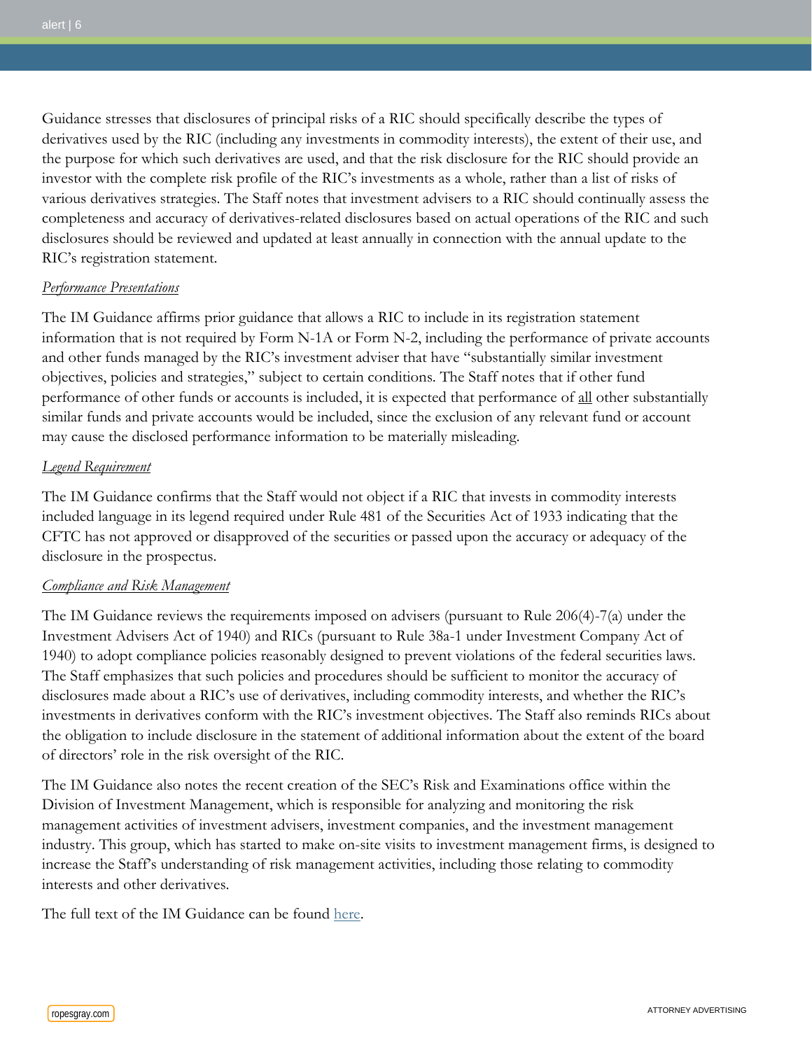Guidance stresses that disclosures of principal risks of a RIC should specifically describe the types of derivatives used by the RIC (including any investments in commodity interests), the extent of their use, and the purpose for which such derivatives are used, and that the risk disclosure for the RIC should provide an investor with the complete risk profile of the RIC's investments as a whole, rather than a list of risks of various derivatives strategies. The Staff notes that investment advisers to a RIC should continually assess the completeness and accuracy of derivatives-related disclosures based on actual operations of the RIC and such disclosures should be reviewed and updated at least annually in connection with the annual update to the RIC's registration statement.

*Performance Presentations*

The IM Guidance affirms prior guidance that allows a RIC to include in its registration statement information that is not required by Form N-1A or Form N-2, including the performance of private accounts and other funds managed by the RIC's investment adviser that have "substantially similar investment objectives, policies and strategies," subject to certain conditions. The Staff notes that if other fund performance of other funds or accounts is included, it is expected that performance of all other substantially similar funds and private accounts would be included, since the exclusion of any relevant fund or account may cause the disclosed performance information to be materially misleading.

*Legend Requirement*

The IM Guidance confirms that the Staff would not object if a RIC that invests in commodity interests included language in its legend required under Rule 481 of the Securities Act of 1933 indicating that the CFTC has not approved or disapproved of the securities or passed upon the accuracy or adequacy of the disclosure in the prospectus.

*Compliance and Risk Management*

The IM Guidance reviews the requirements imposed on advisers (pursuant to Rule 206(4)-7(a) under the Investment Advisers Act of 1940) and RICs (pursuant to Rule 38a-1 under Investment Company Act of 1940) to adopt compliance policies reasonably designed to prevent violations of the federal securities laws. The Staff emphasizes that such policies and procedures should be sufficient to monitor the accuracy of disclosures made about a RIC's use of derivatives, including commodity interests, and whether the RIC's investments in derivatives conform with the RIC's investment objectives. The Staff also reminds RICs about the obligation to include disclosure in the statement of additional information about the extent of the board of directors' role in the risk oversight of the RIC.

The IM Guidance also notes the recent creation of the SEC's Risk and Examinations office within the Division of Investment Management, which is responsible for analyzing and monitoring the risk management activities of investment advisers, investment companies, and the investment management industry. This group, which has started to make on-site visits to investment management firms, is designed to increase the Staff's understanding of risk management activities, including those relating to commodity interests and other derivatives.

The full text of the IM Guidance can be found here.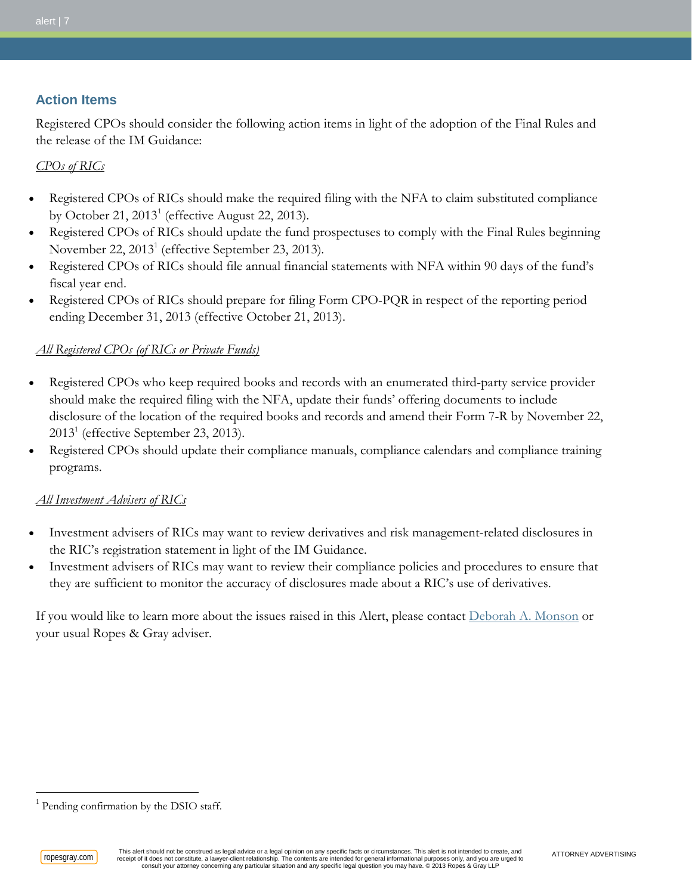## Action Items

Registered CPOs should consider the following action items in light of the adoption of the Final Rules and the release of the IM Guidance:

*CPOs of RICs*

- Registered CPOs of RICs should make the required filing with the NFA to claim substituted compliance by October 21, 2013[1] (effective August 22, 2013).
- Registered CPOs of RICs should update the fund prospectuses to comply with the Final Rules beginning November 22, 2013[1] (effective September 23, 2013).
- Registered CPOs of RICs should file annual financial statements with NFA within 90 days of the fund's fiscal year end.
- Registered CPOs of RICs should prepare for filing Form CPO-PQR in respect of the reporting period ending December 31, 2013 (effective October 21, 2013).

*All Registered CPOs (of RICs or Private Funds)*

- Registered CPOs who keep required books and records with an enumerated third-party service provider should make the required filing with the NFA, update their funds' offering documents to include disclosure of the location of the required books and records and amend their Form 7-R by November 22, 2013[1] (effective September 23, 2013).
- Registered CPOs should update their compliance manuals, compliance calendars and compliance training programs.

*All Investment Advisers of RICs*

- Investment advisers of RICs may want to review derivatives and risk management-related disclosures in the RIC's registration statement in light of the IM Guidance.
- Investment advisers of RICs may want to review their compliance policies and procedures to ensure that they are sufficient to monitor the accuracy of disclosures made about a RIC's use of derivatives.

If you would like to learn more about the issues raised in this Alert, please contact Deborah A. Monson or your usual Ropes & Gray adviser.

---

[1] Pending confirmation by the DSIO staff.

ropesgray.com

This alert should not be construed as legal advice or a legal opinion on any specific facts or circumstances. This alert is not intended to create, and receipt of it does not constitute, a lawyer-client relationship. The contents are intended for general informational purposes only, and you are urged to consult your attorney concerning any particular situation and any specific legal question you may have. © 2013 Ropes & Gray LLP

ATTORNEY ADVERTISING